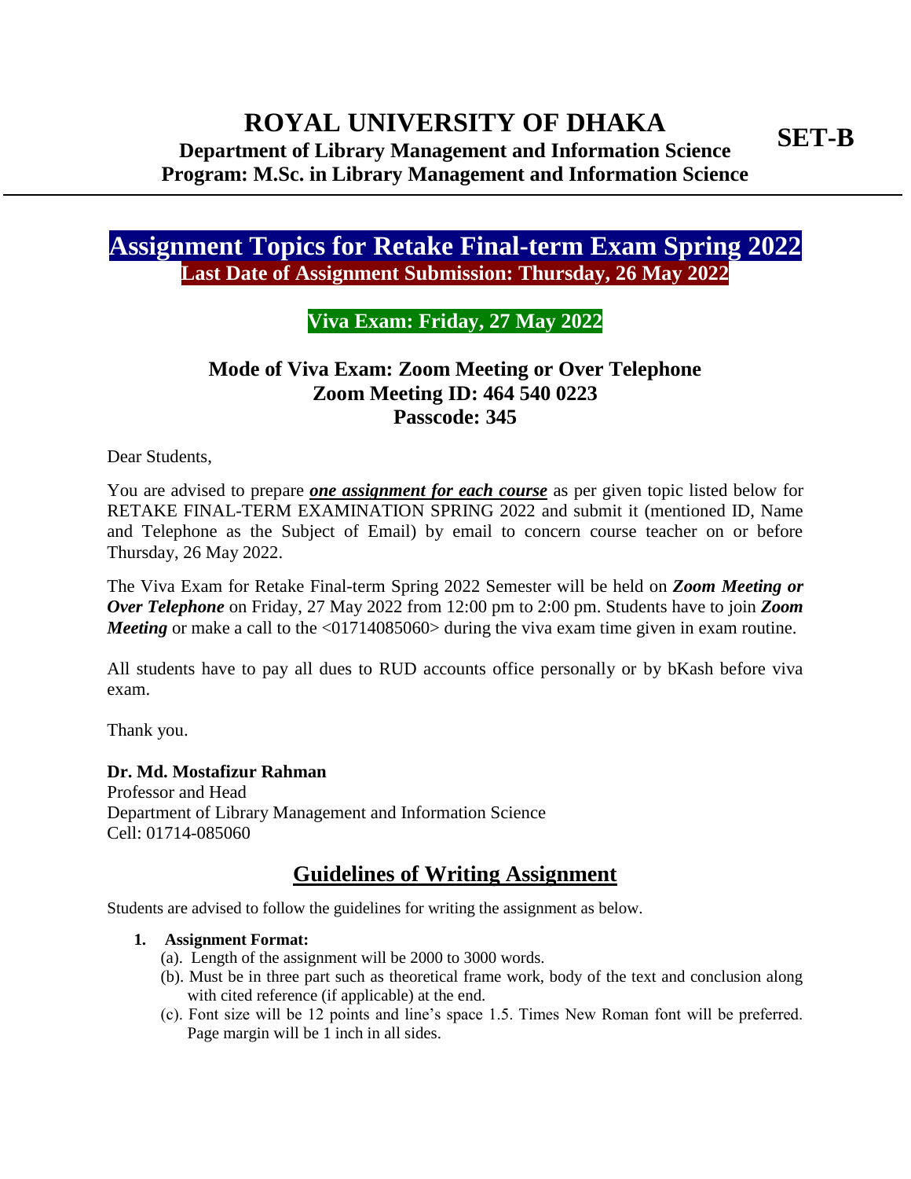# ROYAL UNIVERSITY OF DHAKA

**SET-B**

**Department of Library Management and Information Science**
**Program: M.Sc. in Library Management and Information Science**

---

## Assignment Topics for Retake Final-term Exam Spring 2022

**Last Date of Assignment Submission: Thursday, 26 May 2022**

**Viva Exam: Friday, 27 May 2022**

**Mode of Viva Exam: Zoom Meeting or Over Telephone**
**Zoom Meeting ID: 464 540 0223**
**Passcode: 345**

Dear Students,

You are advised to prepare ***one assignment for each course*** as per given topic listed below for RETAKE FINAL-TERM EXAMINATION SPRING 2022 and submit it (mentioned ID, Name and Telephone as the Subject of Email) by email to concern course teacher on or before Thursday, 26 May 2022.

The Viva Exam for Retake Final-term Spring 2022 Semester will be held on ***Zoom Meeting or Over Telephone*** on Friday, 27 May 2022 from 12:00 pm to 2:00 pm. Students have to join ***Zoom Meeting*** or make a call to the <01714085060> during the viva exam time given in exam routine.

All students have to pay all dues to RUD accounts office personally or by bKash before viva exam.

Thank you.

**Dr. Md. Mostafizur Rahman**
Professor and Head
Department of Library Management and Information Science
Cell: 01714-085060

## Guidelines of Writing Assignment

Students are advised to follow the guidelines for writing the assignment as below.

1. **Assignment Format:**
   (a). Length of the assignment will be 2000 to 3000 words.
   (b). Must be in three part such as theoretical frame work, body of the text and conclusion along with cited reference (if applicable) at the end.
   (c). Font size will be 12 points and line's space 1.5. Times New Roman font will be preferred. Page margin will be 1 inch in all sides.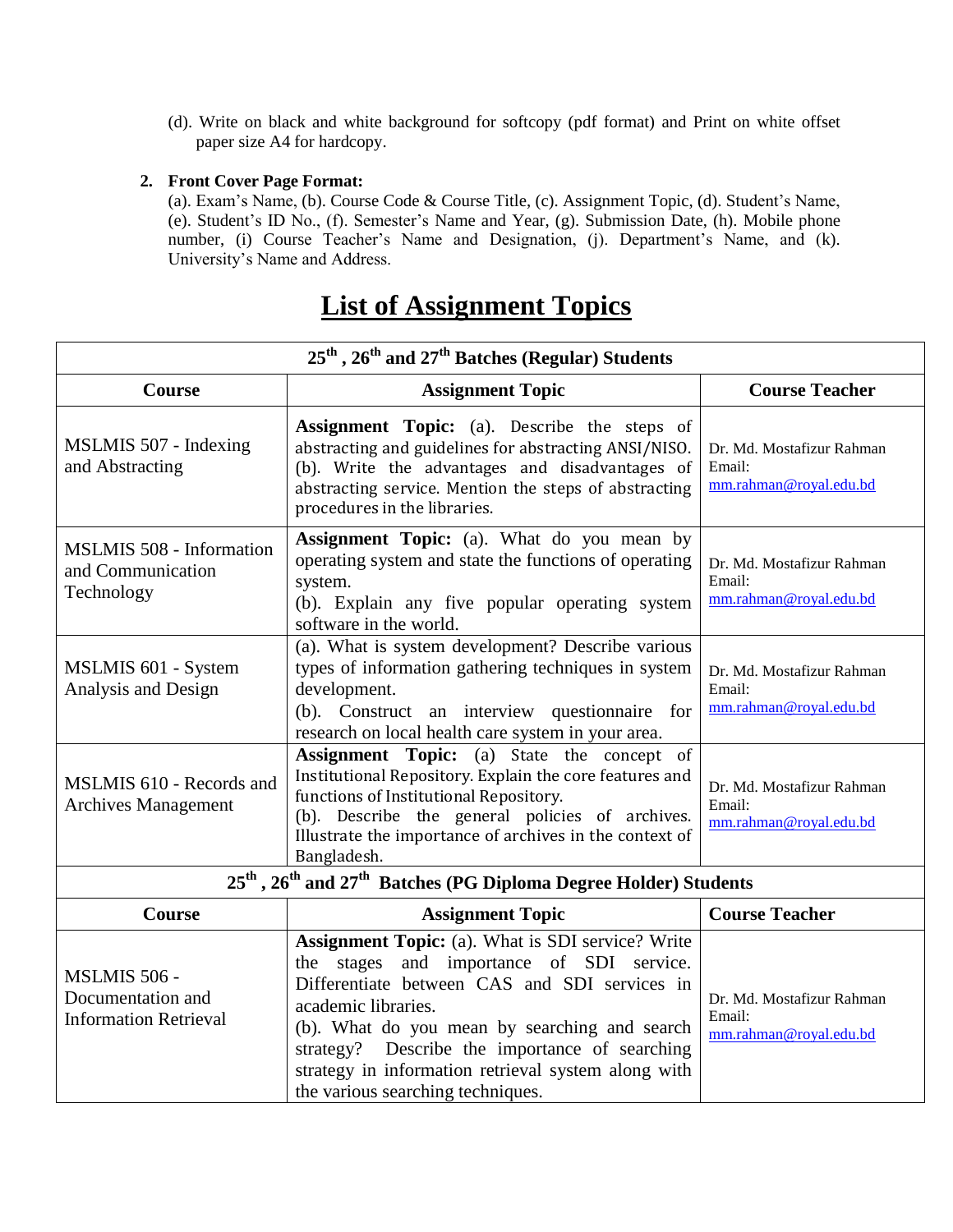(d). Write on black and white background for softcopy (pdf format) and Print on white offset paper size A4 for hardcopy.

2. **Front Cover Page Format:**
(a). Exam's Name, (b). Course Code & Course Title, (c). Assignment Topic, (d). Student's Name, (e). Student's ID No., (f). Semester's Name and Year, (g). Submission Date, (h). Mobile phone number, (i) Course Teacher's Name and Designation, (j). Department's Name, and (k). University's Name and Address.

# List of Assignment Topics

| **25th , 26th and 27th Batches (Regular) Students** | | |
|---|---|---|
| **Course** | **Assignment Topic** | **Course Teacher** |
| MSLMIS 507 - Indexing and Abstracting | **Assignment Topic:** (a). Describe the steps of abstracting and guidelines for abstracting ANSI/NISO. (b). Write the advantages and disadvantages of abstracting service. Mention the steps of abstracting procedures in the libraries. | Dr. Md. Mostafizur Rahman Email: mm.rahman@royal.edu.bd |
| MSLMIS 508 - Information and Communication Technology | **Assignment Topic:** (a). What do you mean by operating system and state the functions of operating system. (b). Explain any five popular operating system software in the world. | Dr. Md. Mostafizur Rahman Email: mm.rahman@royal.edu.bd |
| MSLMIS 601 - System Analysis and Design | (a). What is system development? Describe various types of information gathering techniques in system development. (b). Construct an interview questionnaire for research on local health care system in your area. | Dr. Md. Mostafizur Rahman Email: mm.rahman@royal.edu.bd |
| MSLMIS 610 - Records and Archives Management | **Assignment Topic:** (a) State the concept of Institutional Repository. Explain the core features and functions of Institutional Repository. (b). Describe the general policies of archives. Illustrate the importance of archives in the context of Bangladesh. | Dr. Md. Mostafizur Rahman Email: mm.rahman@royal.edu.bd |
| **25th , 26th and 27th Batches (PG Diploma Degree Holder) Students** | | |
| **Course** | **Assignment Topic** | **Course Teacher** |
| MSLMIS 506 - Documentation and Information Retrieval | **Assignment Topic:** (a). What is SDI service? Write the stages and importance of SDI service. Differentiate between CAS and SDI services in academic libraries. (b). What do you mean by searching and search strategy? Describe the importance of searching strategy in information retrieval system along with the various searching techniques. | Dr. Md. Mostafizur Rahman Email: mm.rahman@royal.edu.bd |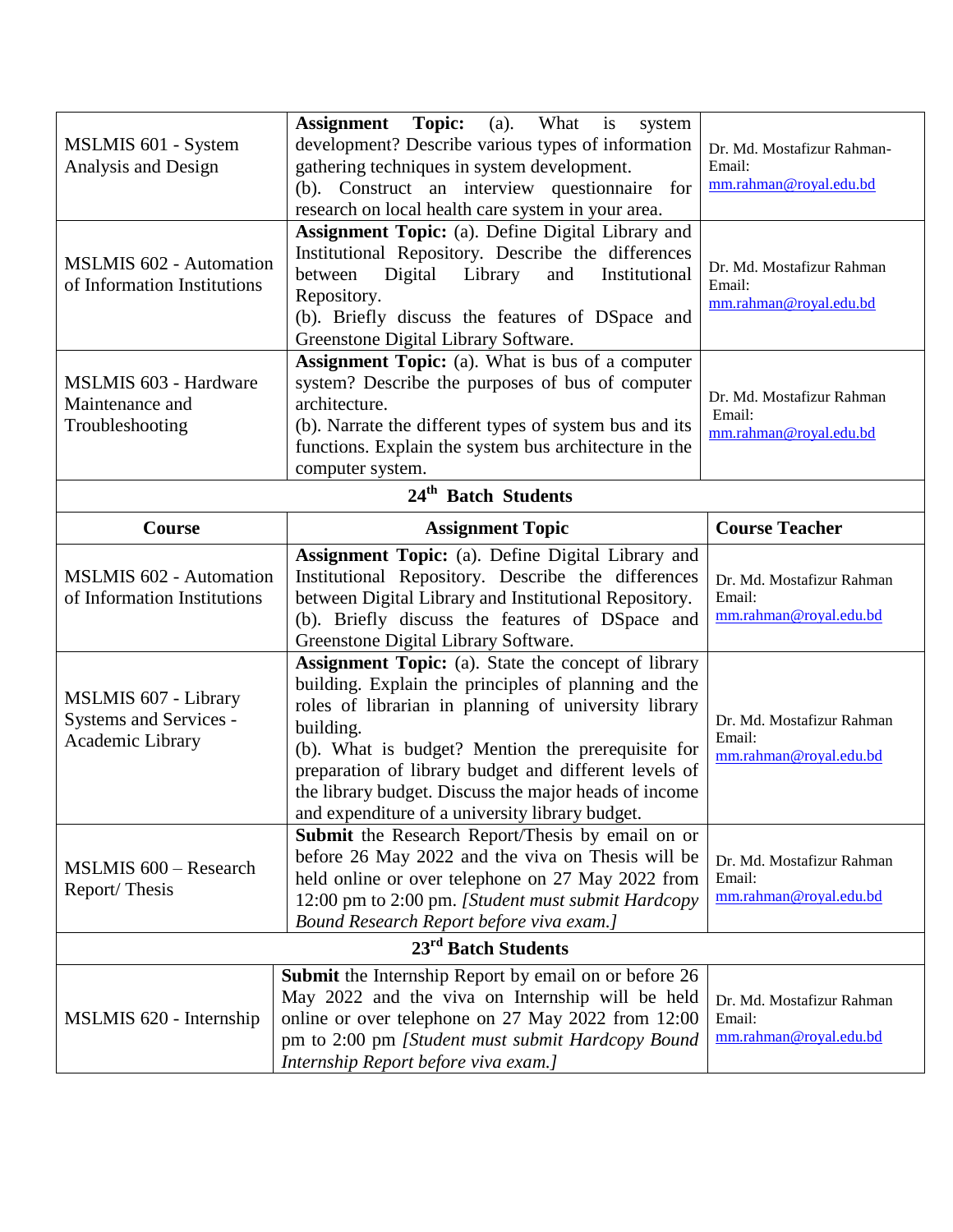| | | |
|---|---|---|
| MSLMIS 601 - System Analysis and Design | **Assignment Topic:** (a). What is system development? Describe various types of information gathering techniques in system development.<br>(b). Construct an interview questionnaire for research on local health care system in your area. | Dr. Md. Mostafizur Rahman- Email: mm.rahman@royal.edu.bd |
| MSLMIS 602 - Automation of Information Institutions | **Assignment Topic:** (a). Define Digital Library and Institutional Repository. Describe the differences between Digital Library and Institutional Repository.<br>(b). Briefly discuss the features of DSpace and Greenstone Digital Library Software. | Dr. Md. Mostafizur Rahman Email: mm.rahman@royal.edu.bd |
| MSLMIS 603 - Hardware Maintenance and Troubleshooting | **Assignment Topic:** (a). What is bus of a computer system? Describe the purposes of bus of computer architecture.<br>(b). Narrate the different types of system bus and its functions. Explain the system bus architecture in the computer system. | Dr. Md. Mostafizur Rahman Email: mm.rahman@royal.edu.bd |

**24th Batch Students**

| Course | Assignment Topic | Course Teacher |
|---|---|---|
| MSLMIS 602 - Automation of Information Institutions | **Assignment Topic:** (a). Define Digital Library and Institutional Repository. Describe the differences between Digital Library and Institutional Repository.<br>(b). Briefly discuss the features of DSpace and Greenstone Digital Library Software. | Dr. Md. Mostafizur Rahman Email: mm.rahman@royal.edu.bd |
| MSLMIS 607 - Library Systems and Services - Academic Library | **Assignment Topic:** (a). State the concept of library building. Explain the principles of planning and the roles of librarian in planning of university library building.<br>(b). What is budget? Mention the prerequisite for preparation of library budget and different levels of the library budget. Discuss the major heads of income and expenditure of a university library budget. | Dr. Md. Mostafizur Rahman Email: mm.rahman@royal.edu.bd |
| MSLMIS 600 – Research Report/ Thesis | **Submit** the Research Report/Thesis by email on or before 26 May 2022 and the viva on Thesis will be held online or over telephone on 27 May 2022 from 12:00 pm to 2:00 pm. *[Student must submit Hardcopy Bound Research Report before viva exam.]* | Dr. Md. Mostafizur Rahman Email: mm.rahman@royal.edu.bd |

**23rd Batch Students**

| | | |
|---|---|---|
| MSLMIS 620 - Internship | **Submit** the Internship Report by email on or before 26 May 2022 and the viva on Internship will be held online or over telephone on 27 May 2022 from 12:00 pm to 2:00 pm *[Student must submit Hardcopy Bound Internship Report before viva exam.]* | Dr. Md. Mostafizur Rahman Email: mm.rahman@royal.edu.bd |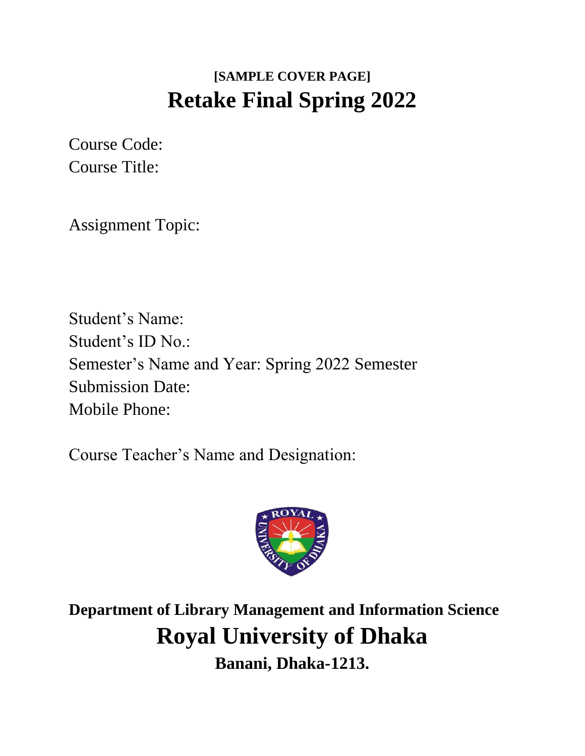**[SAMPLE COVER PAGE]**

# Retake Final Spring 2022

Course Code:
Course Title:

Assignment Topic:

Student's Name:
Student's ID No.:
Semester's Name and Year: Spring 2022 Semester
Submission Date:
Mobile Phone:

Course Teacher's Name and Designation:

**Department of Library Management and Information Science**

# Royal University of Dhaka

**Banani, Dhaka-1213.**